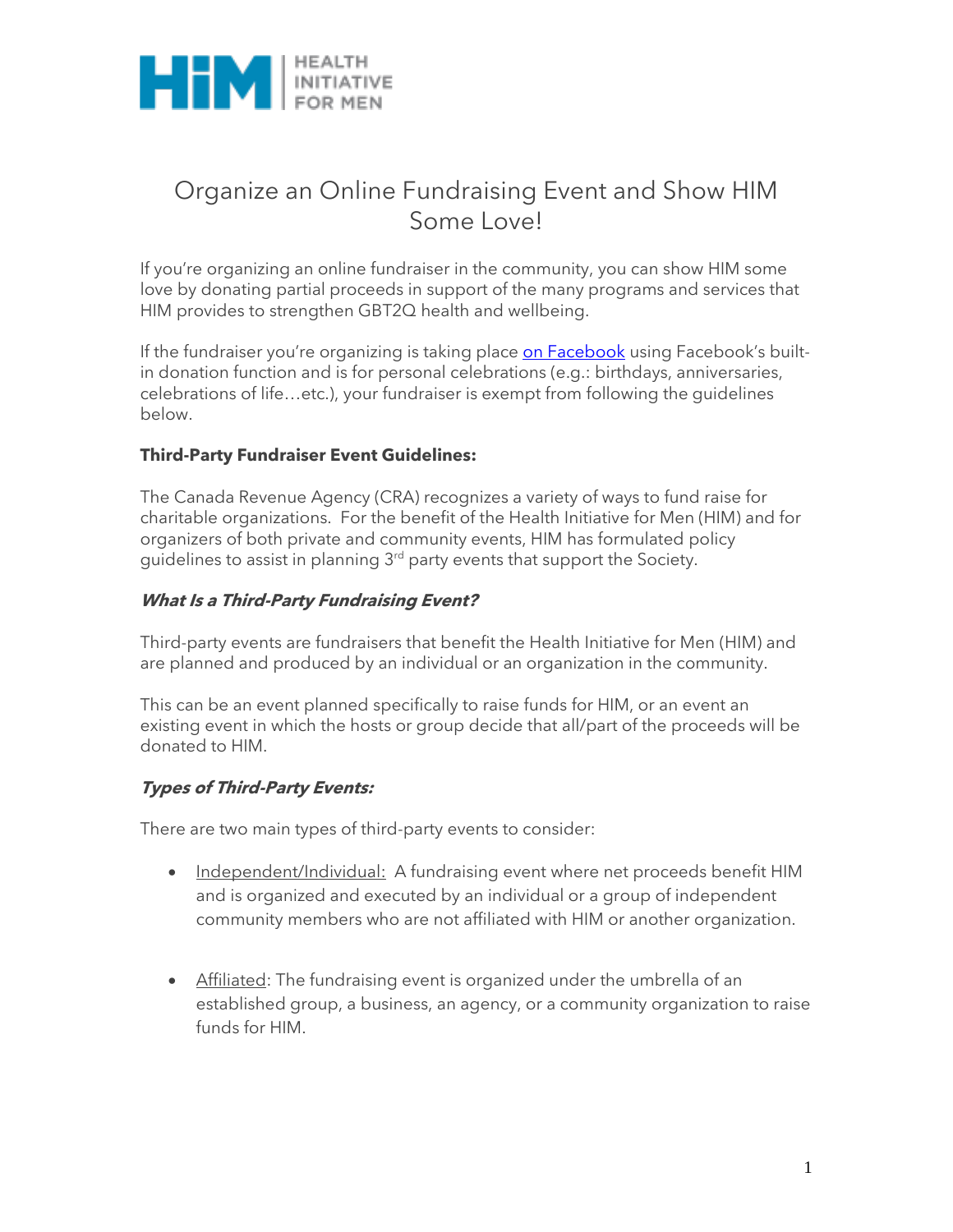HiM | HEALTH INITIATIVE FOR MEN

# Organize an Online Fundraising Event and Show HIM Some Love!

If you're organizing an online fundraiser in the community, you can show HIM some love by donating partial proceeds in support of the many programs and services that HIM provides to strengthen GBT2Q health and wellbeing.

If the fundraiser you're organizing is taking place on Facebook using Facebook's built-in donation function and is for personal celebrations (e.g.: birthdays, anniversaries, celebrations of life…etc.), your fundraiser is exempt from following the guidelines below.

**Third-Party Fundraiser Event Guidelines:**

The Canada Revenue Agency (CRA) recognizes a variety of ways to fund raise for charitable organizations. For the benefit of the Health Initiative for Men (HIM) and for organizers of both private and community events, HIM has formulated policy guidelines to assist in planning 3rd party events that support the Society.

***What Is a Third-Party Fundraising Event?***

Third-party events are fundraisers that benefit the Health Initiative for Men (HIM) and are planned and produced by an individual or an organization in the community.

This can be an event planned specifically to raise funds for HIM, or an event an existing event in which the hosts or group decide that all/part of the proceeds will be donated to HIM.

***Types of Third-Party Events:***

There are two main types of third-party events to consider:

- Independent/Individual: A fundraising event where net proceeds benefit HIM and is organized and executed by an individual or a group of independent community members who are not affiliated with HIM or another organization.

- Affiliated: The fundraising event is organized under the umbrella of an established group, a business, an agency, or a community organization to raise funds for HIM.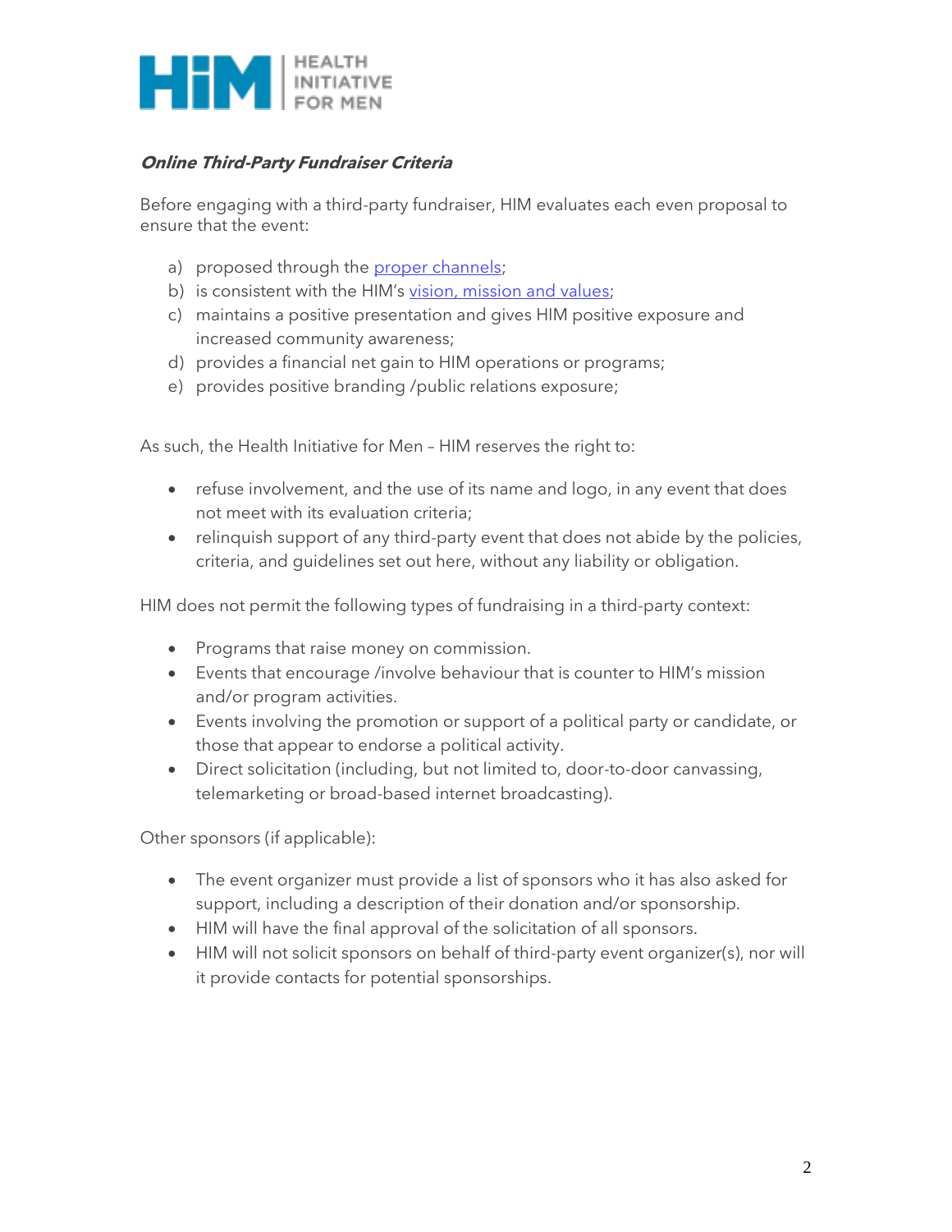***Online Third-Party Fundraiser Criteria***

Before engaging with a third-party fundraiser, HIM evaluates each even proposal to ensure that the event:

a) proposed through the proper channels;
b) is consistent with the HIM's vision, mission and values;
c) maintains a positive presentation and gives HIM positive exposure and increased community awareness;
d) provides a financial net gain to HIM operations or programs;
e) provides positive branding /public relations exposure;

As such, the Health Initiative for Men – HIM reserves the right to:

- refuse involvement, and the use of its name and logo, in any event that does not meet with its evaluation criteria;
- relinquish support of any third-party event that does not abide by the policies, criteria, and guidelines set out here, without any liability or obligation.

HIM does not permit the following types of fundraising in a third-party context:

- Programs that raise money on commission.
- Events that encourage /involve behaviour that is counter to HIM's mission and/or program activities.
- Events involving the promotion or support of a political party or candidate, or those that appear to endorse a political activity.
- Direct solicitation (including, but not limited to, door-to-door canvassing, telemarketing or broad-based internet broadcasting).

Other sponsors (if applicable):

- The event organizer must provide a list of sponsors who it has also asked for support, including a description of their donation and/or sponsorship.
- HIM will have the final approval of the solicitation of all sponsors.
- HIM will not solicit sponsors on behalf of third-party event organizer(s), nor will it provide contacts for potential sponsorships.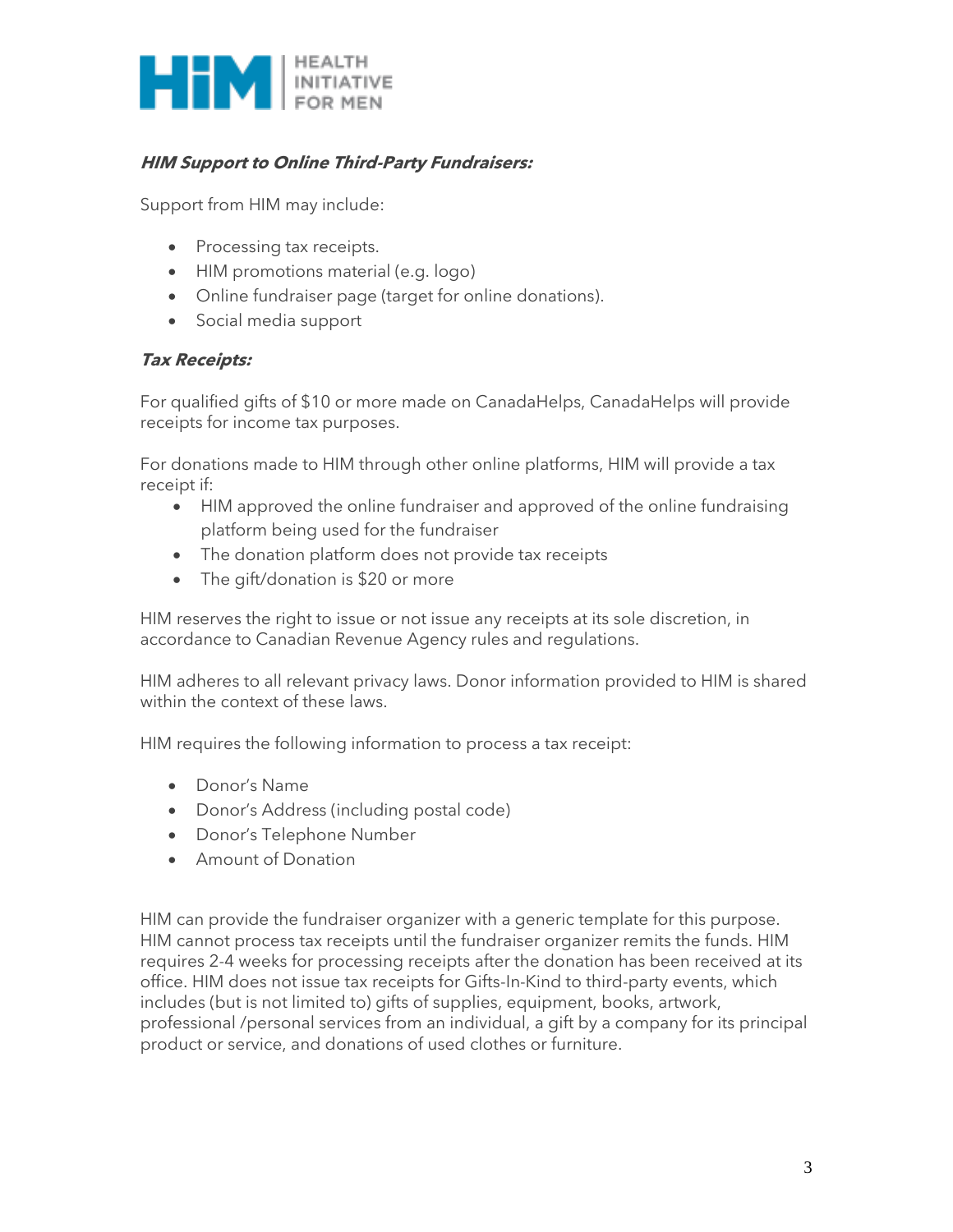***HIM Support to Online Third-Party Fundraisers:***

Support from HIM may include:

- Processing tax receipts.
- HIM promotions material (e.g. logo)
- Online fundraiser page (target for online donations).
- Social media support

***Tax Receipts:***

For qualified gifts of $10 or more made on CanadaHelps, CanadaHelps will provide receipts for income tax purposes.

For donations made to HIM through other online platforms, HIM will provide a tax receipt if:

- HIM approved the online fundraiser and approved of the online fundraising platform being used for the fundraiser
- The donation platform does not provide tax receipts
- The gift/donation is $20 or more

HIM reserves the right to issue or not issue any receipts at its sole discretion, in accordance to Canadian Revenue Agency rules and regulations.

HIM adheres to all relevant privacy laws. Donor information provided to HIM is shared within the context of these laws.

HIM requires the following information to process a tax receipt:

- Donor's Name
- Donor's Address (including postal code)
- Donor's Telephone Number
- Amount of Donation

HIM can provide the fundraiser organizer with a generic template for this purpose. HIM cannot process tax receipts until the fundraiser organizer remits the funds. HIM requires 2-4 weeks for processing receipts after the donation has been received at its office. HIM does not issue tax receipts for Gifts-In-Kind to third-party events, which includes (but is not limited to) gifts of supplies, equipment, books, artwork, professional /personal services from an individual, a gift by a company for its principal product or service, and donations of used clothes or furniture.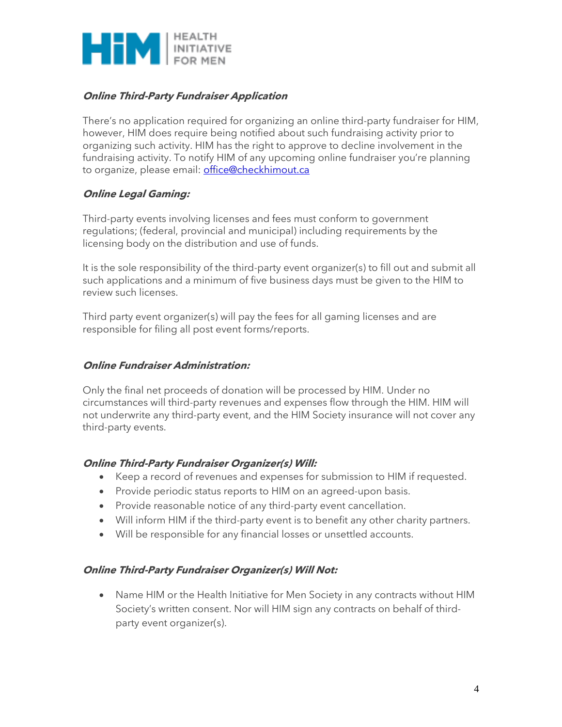***Online Third-Party Fundraiser Application***

There's no application required for organizing an online third-party fundraiser for HIM, however, HIM does require being notified about such fundraising activity prior to organizing such activity. HIM has the right to approve to decline involvement in the fundraising activity. To notify HIM of any upcoming online fundraiser you're planning to organize, please email: office@checkhimout.ca

***Online Legal Gaming:***

Third-party events involving licenses and fees must conform to government regulations; (federal, provincial and municipal) including requirements by the licensing body on the distribution and use of funds.

It is the sole responsibility of the third-party event organizer(s) to fill out and submit all such applications and a minimum of five business days must be given to the HIM to review such licenses.

Third party event organizer(s) will pay the fees for all gaming licenses and are responsible for filing all post event forms/reports.

***Online Fundraiser Administration:***

Only the final net proceeds of donation will be processed by HIM. Under no circumstances will third-party revenues and expenses flow through the HIM. HIM will not underwrite any third-party event, and the HIM Society insurance will not cover any third-party events.

***Online Third-Party Fundraiser Organizer(s) Will:***

- Keep a record of revenues and expenses for submission to HIM if requested.
- Provide periodic status reports to HIM on an agreed-upon basis.
- Provide reasonable notice of any third-party event cancellation.
- Will inform HIM if the third-party event is to benefit any other charity partners.
- Will be responsible for any financial losses or unsettled accounts.

***Online Third-Party Fundraiser Organizer(s) Will Not:***

- Name HIM or the Health Initiative for Men Society in any contracts without HIM Society's written consent. Nor will HIM sign any contracts on behalf of third-party event organizer(s).